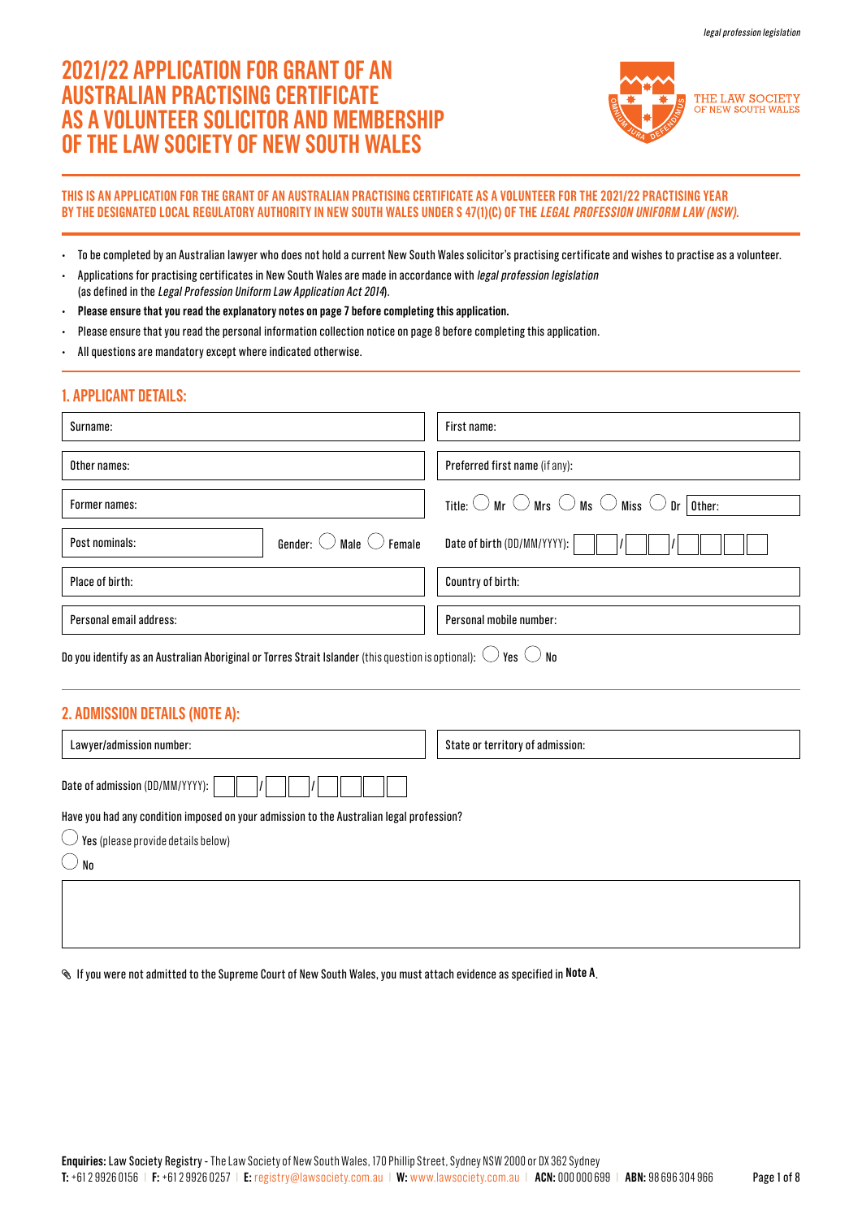*legal profession legislation*

# 2021/22 APPLICATION FOR GRANT OF AN AUSTRALIAN PRACTISING CERTIFICATE AS A VOLUNTEER SOLICITOR AND MEMBERSHIP OF THE LAW SOCIETY OF NEW SOUTH WALES

THE LAW SOCIETY OF NEW SOUTH WALES

**THIS IS AN APPLICATION FOR THE GRANT OF AN AUSTRALIAN PRACTISING CERTIFICATE AS A VOLUNTEER FOR THE 2021/22 PRACTISING YEAR BY THE DESIGNATED LOCAL REGULATORY AUTHORITY IN NEW SOUTH WALES UNDER S 47(1)(C) OF THE *LEGAL PROFESSION UNIFORM LAW (NSW)*.**

- To be completed by an Australian lawyer who does not hold a current New South Wales solicitor's practising certificate and wishes to practise as a volunteer.
- Applications for practising certificates in New South Wales are made in accordance with *legal profession legislation* (as defined in the *Legal Profession Uniform Law Application Act 2014*).
- **Please ensure that you read the explanatory notes on page 7 before completing this application.**
- Please ensure that you read the personal information collection notice on page 8 before completing this application.
- All questions are mandatory except where indicated otherwise.

## 1. APPLICANT DETAILS:

| | |
|---|---|
| Surname: | First name: |
| Other names: | Preferred first name (if any): |
| Former names: | Title: ◯ Mr ◯ Mrs ◯ Ms ◯ Miss ◯ Dr Other: |
| Post nominals: Gender: ◯ Male ◯ Female | Date of birth (DD/MM/YYYY): __ __ / __ __ / __ __ __ __ |
| Place of birth: | Country of birth: |
| Personal email address: | Personal mobile number: |

Do you identify as an Australian Aboriginal or Torres Strait Islander (this question is optional): ◯ Yes ◯ No

## 2. ADMISSION DETAILS (NOTE A):

| | |
|---|---|
| Lawyer/admission number: | State or territory of admission: |

Date of admission (DD/MM/YYYY): __ __ / __ __ / __ __ __ __

Have you had any condition imposed on your admission to the Australian legal profession?

◯ Yes (please provide details below)

◯ No

✎ If you were not admitted to the Supreme Court of New South Wales, you must attach evidence as specified in **Note A**.

**Enquiries:** Law Society Registry - The Law Society of New South Wales, 170 Phillip Street, Sydney NSW 2000 or DX 362 Sydney
**T:** +61 2 9926 0156 | **F:** +61 2 9926 0257 | **E:** registry@lawsociety.com.au | **W:** www.lawsociety.com.au | **ACN:** 000 000 699 | **ABN:** 98 696 304 966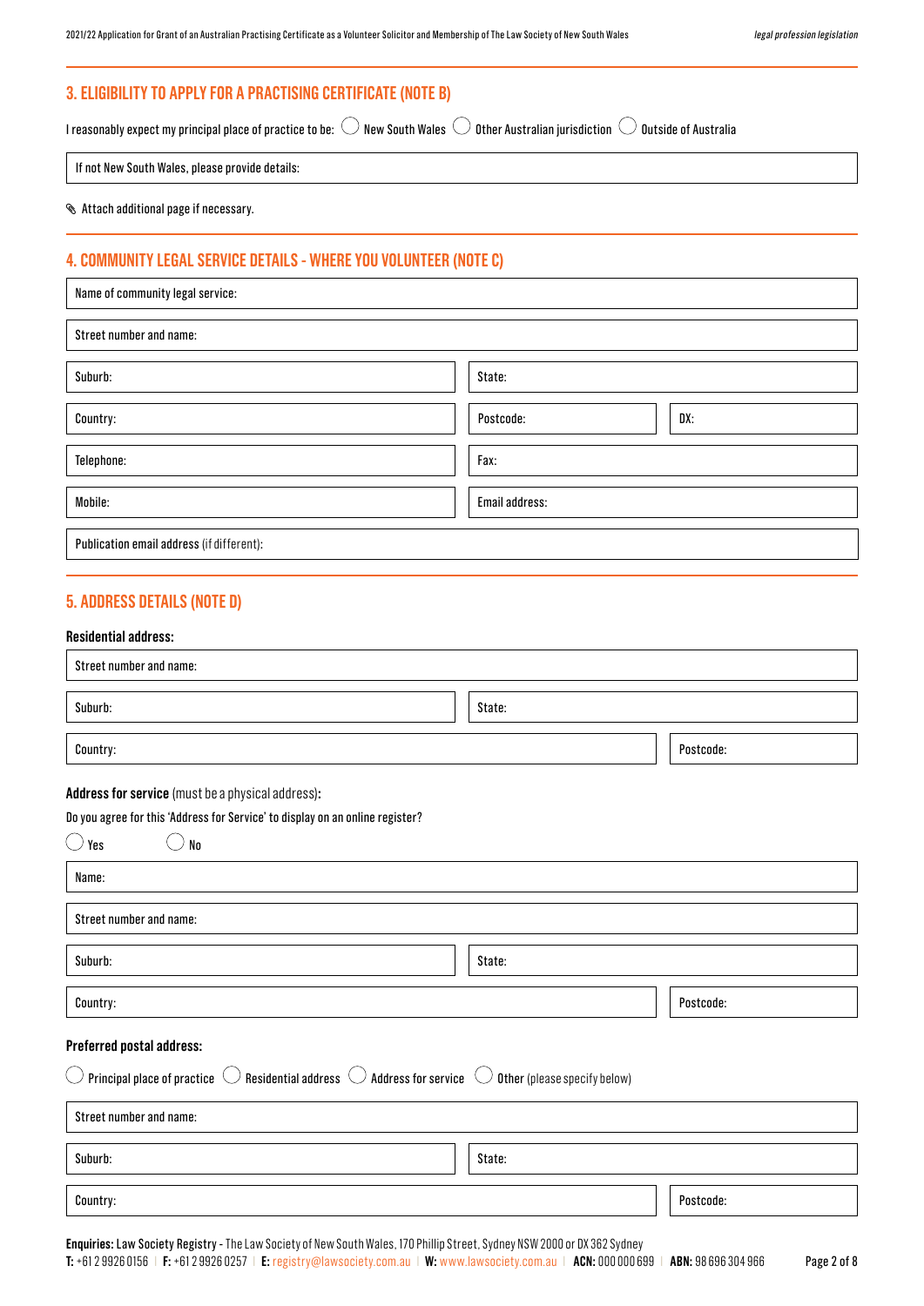## 3. ELIGIBILITY TO APPLY FOR A PRACTISING CERTIFICATE (NOTE B)

I reasonably expect my principal place of practice to be: ◯ New South Wales ◯ Other Australian jurisdiction ◯ Outside of Australia

| If not New South Wales, please provide details: |
|---|

✎ Attach additional page if necessary.

## 4. COMMUNITY LEGAL SERVICE DETAILS - WHERE YOU VOLUNTEER (NOTE C)

| Name of community legal service: | | |
|---|---|---|
| Street number and name: | | |
| Suburb: | State: | |
| Country: | Postcode: | DX: |
| Telephone: | Fax: | |
| Mobile: | Email address: | |
| Publication email address (if different): | | |

## 5. ADDRESS DETAILS (NOTE D)

**Residential address:**

| Street number and name: | |
|---|---|
| Suburb: | State: |
| Country: | Postcode: |

**Address for service** (must be a physical address)**:**

Do you agree for this 'Address for Service' to display on an online register?

◯ Yes ◯ No

| Name: | |
|---|---|
| Street number and name: | |
| Suburb: | State: |
| Country: | Postcode: |

**Preferred postal address:**

◯ Principal place of practice ◯ Residential address ◯ Address for service ◯ Other (please specify below)

| Street number and name: | |
|---|---|
| Suburb: | State: |
| Country: | Postcode: |

**Enquiries:** Law Society Registry - The Law Society of New South Wales, 170 Phillip Street, Sydney NSW 2000 or DX 362 Sydney
**T:** +61 2 9926 0156 | **F:** +61 2 9926 0257 | **E:** registry@lawsociety.com.au | **W:** www.lawsociety.com.au | **ACN:** 000 000 699 | **ABN:** 98 696 304 966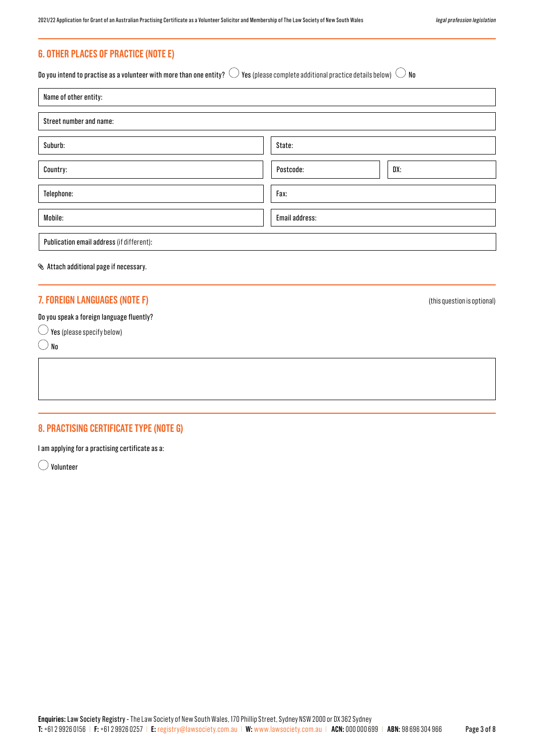## 6. OTHER PLACES OF PRACTICE (NOTE E)

Do you intend to practise as a volunteer with more than one entity? ◯ Yes (please complete additional practice details below) ◯ No

| Name of other entity: | | |
|---|---|---|
| Street number and name: | | |
| Suburb: | State: | |
| Country: | Postcode: | DX: |
| Telephone: | Fax: | |
| Mobile: | Email address: | |
| Publication email address (if different): | | |

✎ Attach additional page if necessary.

## 7. FOREIGN LANGUAGES (NOTE F)

(this question is optional)

Do you speak a foreign language fluently?

◯ Yes (please specify below)

◯ No

## 8. PRACTISING CERTIFICATE TYPE (NOTE G)

I am applying for a practising certificate as a:

◯ Volunteer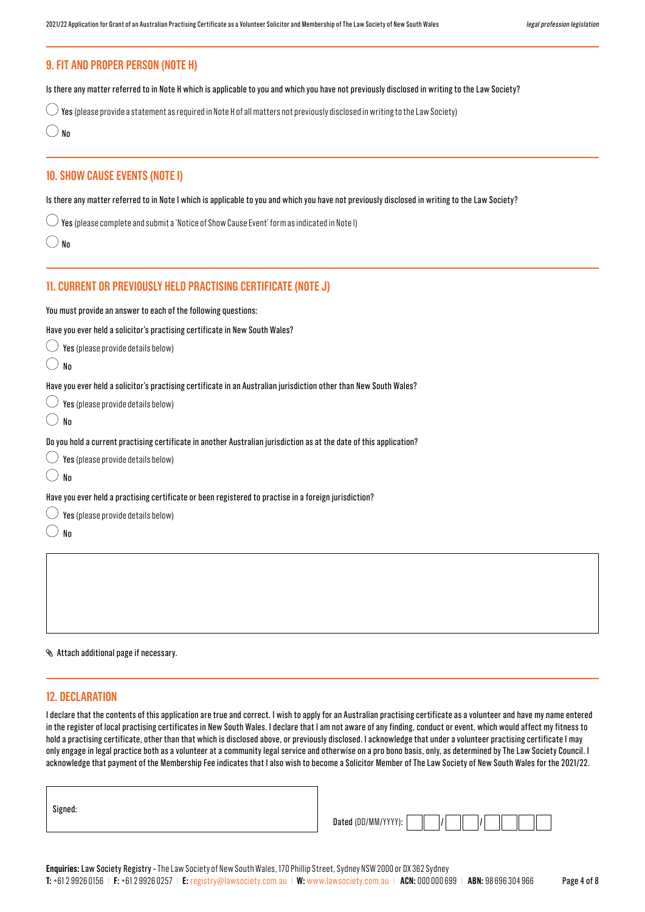## 9. FIT AND PROPER PERSON (NOTE H)

Is there any matter referred to in Note H which is applicable to you and which you have not previously disclosed in writing to the Law Society?

◯ **Yes** (please provide a statement as required in Note H of all matters not previously disclosed in writing to the Law Society)

◯ **No**

## 10. SHOW CAUSE EVENTS (NOTE I)

Is there any matter referred to in Note I which is applicable to you and which you have not previously disclosed in writing to the Law Society?

◯ **Yes** (please complete and submit a 'Notice of Show Cause Event' form as indicated in Note I)

◯ **No**

## 11. CURRENT OR PREVIOUSLY HELD PRACTISING CERTIFICATE (NOTE J)

You must provide an answer to each of the following questions:

Have you ever held a solicitor's practising certificate in New South Wales?

◯ **Yes** (please provide details below)

◯ **No**

Have you ever held a solicitor's practising certificate in an Australian jurisdiction other than New South Wales?

◯ **Yes** (please provide details below)

◯ **No**

Do you hold a current practising certificate in another Australian jurisdiction as at the date of this application?

◯ **Yes** (please provide details below)

◯ **No**

Have you ever held a practising certificate or been registered to practise in a foreign jurisdiction?

◯ **Yes** (please provide details below)

◯ **No**

Attach additional page if necessary.

## 12. DECLARATION

I declare that the contents of this application are true and correct. I wish to apply for an Australian practising certificate as a volunteer and have my name entered in the register of local practising certificates in New South Wales. I declare that I am not aware of any finding, conduct or event, which would affect my fitness to hold a practising certificate, other than that which is disclosed above, or previously disclosed. I acknowledge that under a volunteer practising certificate I may only engage in legal practice both as a volunteer at a community legal service and otherwise on a pro bono basis, only, as determined by The Law Society Council. I acknowledge that payment of the Membership Fee indicates that I also wish to become a Solicitor Member of The Law Society of New South Wales for the 2021/22.

Signed:

**Dated** (DD/MM/YYYY): ☐☐ / ☐☐ / ☐☐☐☐

**Enquiries:** Law Society Registry - The Law Society of New South Wales, 170 Phillip Street, Sydney NSW 2000 or DX 362 Sydney

**T:** +61 2 9926 0156 | **F:** +61 2 9926 0257 | **E:** registry@lawsociety.com.au | **W:** www.lawsociety.com.au | **ACN:** 000 000 699 | **ABN:** 98 696 304 966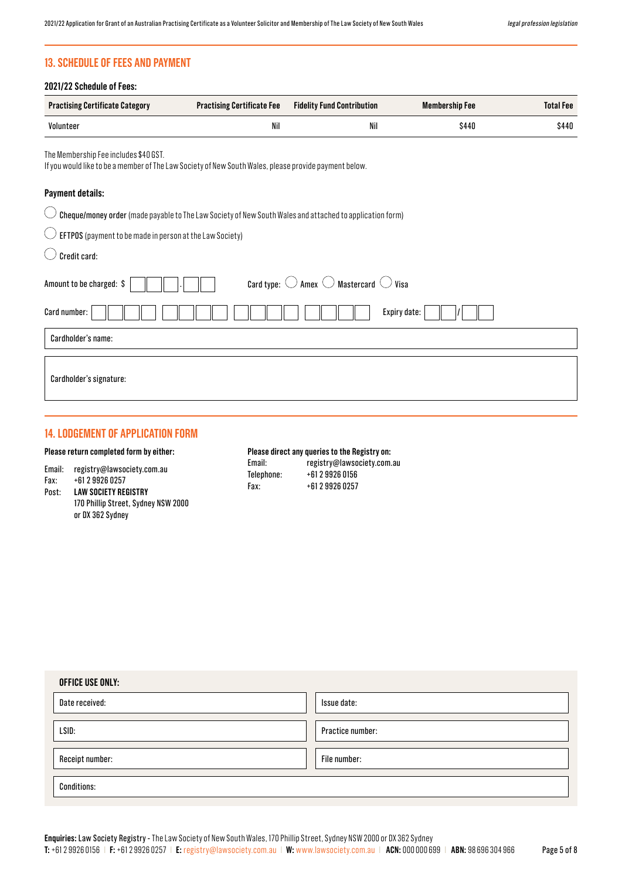## 13. SCHEDULE OF FEES AND PAYMENT

### 2021/22 Schedule of Fees:

| Practising Certificate Category | Practising Certificate Fee | Fidelity Fund Contribution | Membership Fee | Total Fee |
|---|---|---|---|---|
| Volunteer | Nil | Nil | $440 | $440 |

The Membership Fee includes $40 GST.
If you would like to be a member of The Law Society of New South Wales, please provide payment below.

### Payment details:

◯ **Cheque/money order** (made payable to The Law Society of New South Wales and attached to application form)

◯ **EFTPOS** (payment to be made in person at the Law Society)

◯ Credit card:

Amount to be charged: $ ☐☐☐.☐☐  Card type: ◯ Amex ◯ Mastercard ◯ Visa

Card number: ☐☐☐☐ ☐☐☐☐ ☐☐☐☐ ☐☐☐☐  Expiry date: ☐☐/☐☐

Cardholder's name:

Cardholder's signature:

## 14. LODGEMENT OF APPLICATION FORM

**Please return completed form by either:**

Email: registry@lawsociety.com.au
Fax: +61 2 9926 0257
Post: **LAW SOCIETY REGISTRY**
170 Phillip Street, Sydney NSW 2000
or DX 362 Sydney

**Please direct any queries to the Registry on:**

Email: registry@lawsociety.com.au
Telephone: +61 2 9926 0156
Fax: +61 2 9926 0257

**OFFICE USE ONLY:**

| | |
|---|---|
| Date received: | Issue date: |
| LSID: | Practice number: |
| Receipt number: | File number: |
| Conditions: | |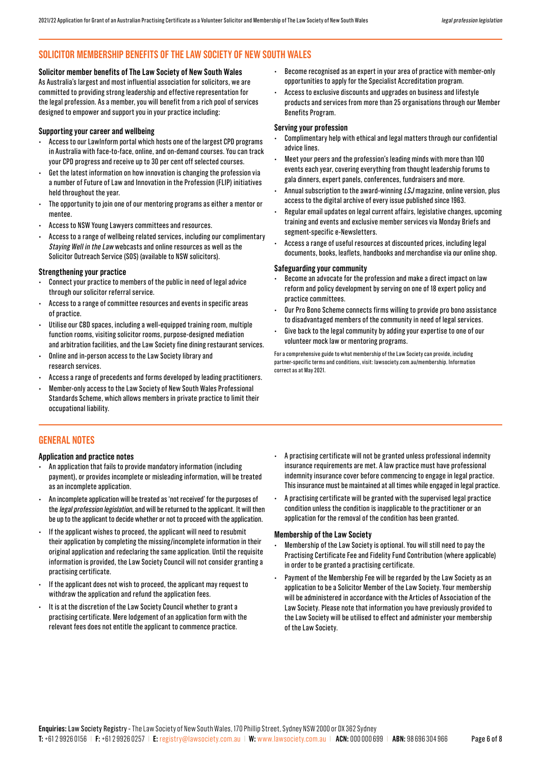## SOLICITOR MEMBERSHIP BENEFITS OF THE LAW SOCIETY OF NEW SOUTH WALES

### Solicitor member benefits of The Law Society of New South Wales

As Australia's largest and most influential association for solicitors, we are committed to providing strong leadership and effective representation for the legal profession. As a member, you will benefit from a rich pool of services designed to empower and support you in your practice including:

### Supporting your career and wellbeing

- Access to our LawInform portal which hosts one of the largest CPD programs in Australia with face-to-face, online, and on-demand courses. You can track your CPD progress and receive up to 30 per cent off selected courses.
- Get the latest information on how innovation is changing the profession via a number of Future of Law and Innovation in the Profession (FLIP) initiatives held throughout the year.
- The opportunity to join one of our mentoring programs as either a mentor or mentee.
- Access to NSW Young Lawyers committees and resources.
- Access to a range of wellbeing related services, including our complimentary *Staying Well in the Law* webcasts and online resources as well as the Solicitor Outreach Service (SOS) (available to NSW solicitors).

### Strengthening your practice

- Connect your practice to members of the public in need of legal advice through our solicitor referral service.
- Access to a range of committee resources and events in specific areas of practice.
- Utilise our CBD spaces, including a well-equipped training room, multiple function rooms, visiting solicitor rooms, purpose-designed mediation and arbitration facilities, and the Law Society fine dining restaurant services.
- Online and in-person access to the Law Society library and research services.
- Access a range of precedents and forms developed by leading practitioners.
- Member-only access to the Law Society of New South Wales Professional Standards Scheme, which allows members in private practice to limit their occupational liability.
- Become recognised as an expert in your area of practice with member-only opportunities to apply for the Specialist Accreditation program.
- Access to exclusive discounts and upgrades on business and lifestyle products and services from more than 25 organisations through our Member Benefits Program.

### Serving your profession

- Complimentary help with ethical and legal matters through our confidential advice lines.
- Meet your peers and the profession's leading minds with more than 100 events each year, covering everything from thought leadership forums to gala dinners, expert panels, conferences, fundraisers and more.
- Annual subscription to the award-winning *LSJ* magazine, online version, plus access to the digital archive of every issue published since 1963.
- Regular email updates on legal current affairs, legislative changes, upcoming training and events and exclusive member services via Monday Briefs and segment-specific e-Newsletters.
- Access a range of useful resources at discounted prices, including legal documents, books, leaflets, handbooks and merchandise via our online shop.

### Safeguarding your community

- Become an advocate for the profession and make a direct impact on law reform and policy development by serving on one of 18 expert policy and practice committees.
- Our Pro Bono Scheme connects firms willing to provide pro bono assistance to disadvantaged members of the community in need of legal services.
- Give back to the legal community by adding your expertise to one of our volunteer mock law or mentoring programs.

For a comprehensive guide to what membership of the Law Society can provide, including partner-specific terms and conditions, visit: lawsociety.com.au/membership. Information correct as at May 2021.

## GENERAL NOTES

### Application and practice notes

- An application that fails to provide mandatory information (including payment), or provides incomplete or misleading information, will be treated as an incomplete application.
- An incomplete application will be treated as 'not received' for the purposes of the *legal profession legislation*, and will be returned to the applicant. It will then be up to the applicant to decide whether or not to proceed with the application.
- If the applicant wishes to proceed, the applicant will need to resubmit their application by completing the missing/incomplete information in their original application and redeclaring the same application. Until the requisite information is provided, the Law Society Council will not consider granting a practising certificate.
- If the applicant does not wish to proceed, the applicant may request to withdraw the application and refund the application fees.
- It is at the discretion of the Law Society Council whether to grant a practising certificate. Mere lodgement of an application form with the relevant fees does not entitle the applicant to commence practice.
- A practising certificate will not be granted unless professional indemnity insurance requirements are met. A law practice must have professional indemnity insurance cover before commencing to engage in legal practice. This insurance must be maintained at all times while engaged in legal practice.
- A practising certificate will be granted with the supervised legal practice condition unless the condition is inapplicable to the practitioner or an application for the removal of the condition has been granted.

### Membership of the Law Society

- Membership of the Law Society is optional. You will still need to pay the Practising Certificate Fee and Fidelity Fund Contribution (where applicable) in order to be granted a practising certificate.
- Payment of the Membership Fee will be regarded by the Law Society as an application to be a Solicitor Member of the Law Society. Your membership will be administered in accordance with the Articles of Association of the Law Society. Please note that information you have previously provided to the Law Society will be utilised to effect and administer your membership of the Law Society.

**Enquiries:** Law Society Registry - The Law Society of New South Wales, 170 Phillip Street, Sydney NSW 2000 or DX 362 Sydney
**T:** +61 2 9926 0156 | **F:** +61 2 9926 0257 | **E:** registry@lawsociety.com.au | **W:** www.lawsociety.com.au | **ACN:** 000 000 699 | **ABN:** 98 696 304 966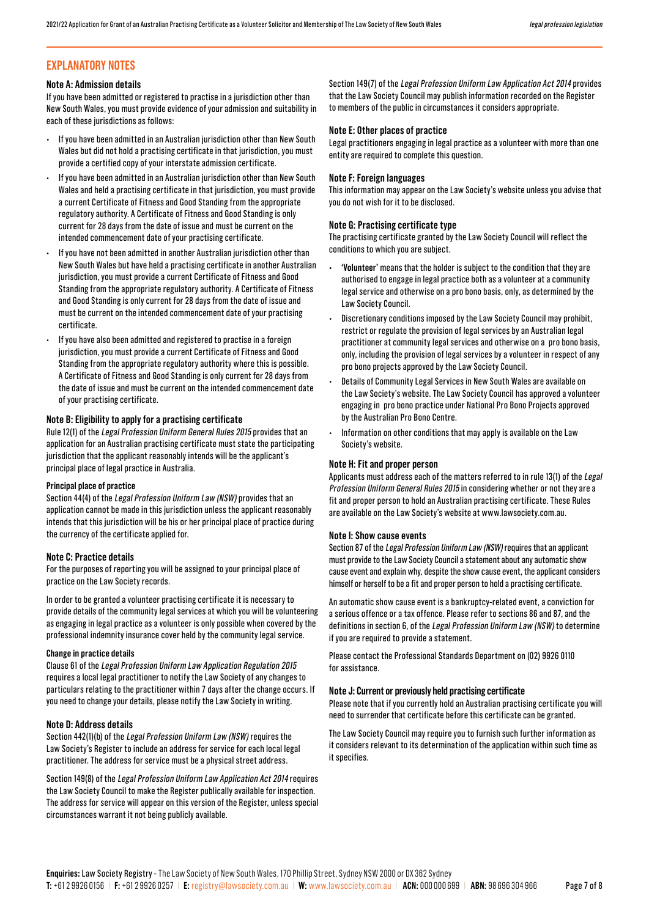## EXPLANATORY NOTES

### Note A: Admission details

If you have been admitted or registered to practise in a jurisdiction other than New South Wales, you must provide evidence of your admission and suitability in each of these jurisdictions as follows:

- If you have been admitted in an Australian jurisdiction other than New South Wales but did not hold a practising certificate in that jurisdiction, you must provide a certified copy of your interstate admission certificate.
- If you have been admitted in an Australian jurisdiction other than New South Wales and held a practising certificate in that jurisdiction, you must provide a current Certificate of Fitness and Good Standing from the appropriate regulatory authority. A Certificate of Fitness and Good Standing is only current for 28 days from the date of issue and must be current on the intended commencement date of your practising certificate.
- If you have not been admitted in another Australian jurisdiction other than New South Wales but have held a practising certificate in another Australian jurisdiction, you must provide a current Certificate of Fitness and Good Standing from the appropriate regulatory authority. A Certificate of Fitness and Good Standing is only current for 28 days from the date of issue and must be current on the intended commencement date of your practising certificate.
- If you have also been admitted and registered to practise in a foreign jurisdiction, you must provide a current Certificate of Fitness and Good Standing from the appropriate regulatory authority where this is possible. A Certificate of Fitness and Good Standing is only current for 28 days from the date of issue and must be current on the intended commencement date of your practising certificate.

### Note B: Eligibility to apply for a practising certificate

Rule 12(1) of the *Legal Profession Uniform General Rules 2015* provides that an application for an Australian practising certificate must state the participating jurisdiction that the applicant reasonably intends will be the applicant's principal place of legal practice in Australia.

#### Principal place of practice

Section 44(4) of the *Legal Profession Uniform Law (NSW)* provides that an application cannot be made in this jurisdiction unless the applicant reasonably intends that this jurisdiction will be his or her principal place of practice during the currency of the certificate applied for.

### Note C: Practice details

For the purposes of reporting you will be assigned to your principal place of practice on the Law Society records.

In order to be granted a volunteer practising certificate it is necessary to provide details of the community legal services at which you will be volunteering as engaging in legal practice as a volunteer is only possible when covered by the professional indemnity insurance cover held by the community legal service.

#### Change in practice details

Clause 61 of the *Legal Profession Uniform Law Application Regulation 2015* requires a local legal practitioner to notify the Law Society of any changes to particulars relating to the practitioner within 7 days after the change occurs. If you need to change your details, please notify the Law Society in writing.

### Note D: Address details

Section 442(1)(b) of the *Legal Profession Uniform Law (NSW)* requires the Law Society's Register to include an address for service for each local legal practitioner. The address for service must be a physical street address.

Section 149(8) of the *Legal Profession Uniform Law Application Act 2014* requires the Law Society Council to make the Register publically available for inspection. The address for service will appear on this version of the Register, unless special circumstances warrant it not being publicly available.

Section 149(7) of the *Legal Profession Uniform Law Application Act 2014* provides that the Law Society Council may publish information recorded on the Register to members of the public in circumstances it considers appropriate.

### Note E: Other places of practice

Legal practitioners engaging in legal practice as a volunteer with more than one entity are required to complete this question.

### Note F: Foreign languages

This information may appear on the Law Society's website unless you advise that you do not wish for it to be disclosed.

### Note G: Practising certificate type

The practising certificate granted by the Law Society Council will reflect the conditions to which you are subject.

- **'Volunteer'** means that the holder is subject to the condition that they are authorised to engage in legal practice both as a volunteer at a community legal service and otherwise on a pro bono basis, only, as determined by the Law Society Council.
- Discretionary conditions imposed by the Law Society Council may prohibit, restrict or regulate the provision of legal services by an Australian legal practitioner at community legal services and otherwise on a pro bono basis, only, including the provision of legal services by a volunteer in respect of any pro bono projects approved by the Law Society Council.
- Details of Community Legal Services in New South Wales are available on the Law Society's website. The Law Society Council has approved a volunteer engaging in pro bono practice under National Pro Bono Projects approved by the Australian Pro Bono Centre.
- Information on other conditions that may apply is available on the Law Society's website.

### Note H: Fit and proper person

Applicants must address each of the matters referred to in rule 13(1) of the *Legal Profession Uniform General Rules 2015* in considering whether or not they are a fit and proper person to hold an Australian practising certificate. These Rules are available on the Law Society's website at www.lawsociety.com.au.

### Note I: Show cause events

Section 87 of the *Legal Profession Uniform Law (NSW)* requires that an applicant must provide to the Law Society Council a statement about any automatic show cause event and explain why, despite the show cause event, the applicant considers himself or herself to be a fit and proper person to hold a practising certificate.

An automatic show cause event is a bankruptcy-related event, a conviction for a serious offence or a tax offence. Please refer to sections 86 and 87, and the definitions in section 6, of the *Legal Profession Uniform Law (NSW)* to determine if you are required to provide a statement.

Please contact the Professional Standards Department on (02) 9926 0110 for assistance.

### Note J: Current or previously held practising certificate

Please note that if you currently hold an Australian practising certificate you will need to surrender that certificate before this certificate can be granted.

The Law Society Council may require you to furnish such further information as it considers relevant to its determination of the application within such time as it specifies.

**Enquiries:** Law Society Registry - The Law Society of New South Wales, 170 Phillip Street, Sydney NSW 2000 or DX 362 Sydney
**T:** +61 2 9926 0156 | **F:** +61 2 9926 0257 | **E:** registry@lawsociety.com.au | **W:** www.lawsociety.com.au | **ACN:** 000 000 699 | **ABN:** 98 696 304 966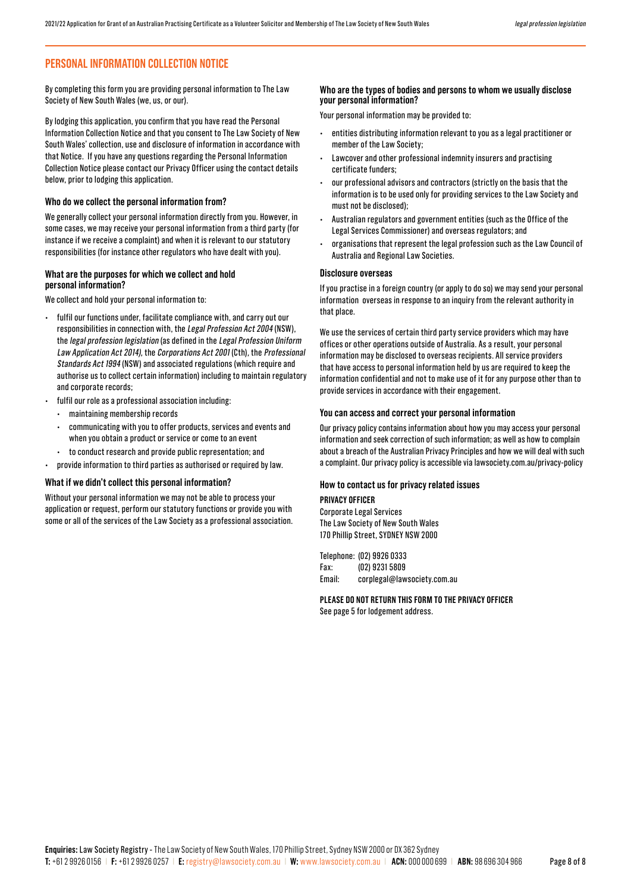## PERSONAL INFORMATION COLLECTION NOTICE

By completing this form you are providing personal information to The Law Society of New South Wales (we, us, or our).

By lodging this application, you confirm that you have read the Personal Information Collection Notice and that you consent to The Law Society of New South Wales' collection, use and disclosure of information in accordance with that Notice. If you have any questions regarding the Personal Information Collection Notice please contact our Privacy Officer using the contact details below, prior to lodging this application.

### Who do we collect the personal information from?

We generally collect your personal information directly from you. However, in some cases, we may receive your personal information from a third party (for instance if we receive a complaint) and when it is relevant to our statutory responsibilities (for instance other regulators who have dealt with you).

### What are the purposes for which we collect and hold personal information?

We collect and hold your personal information to:

- fulfil our functions under, facilitate compliance with, and carry out our responsibilities in connection with, the *Legal Profession Act 2004* (NSW), the *legal profession legislation* (as defined in the *Legal Profession Uniform Law Application Act 2014)*, the *Corporations Act 2001* (Cth), the *Professional Standards Act 1994* (NSW) and associated regulations (which require and authorise us to collect certain information) including to maintain regulatory and corporate records;
- fulfil our role as a professional association including:
  - maintaining membership records
  - communicating with you to offer products, services and events and when you obtain a product or service or come to an event
  - to conduct research and provide public representation; and
- provide information to third parties as authorised or required by law.

### What if we didn't collect this personal information?

Without your personal information we may not be able to process your application or request, perform our statutory functions or provide you with some or all of the services of the Law Society as a professional association.

### Who are the types of bodies and persons to whom we usually disclose your personal information?

Your personal information may be provided to:

- entities distributing information relevant to you as a legal practitioner or member of the Law Society;
- Lawcover and other professional indemnity insurers and practising certificate funders;
- our professional advisors and contractors (strictly on the basis that the information is to be used only for providing services to the Law Society and must not be disclosed);
- Australian regulators and government entities (such as the Office of the Legal Services Commissioner) and overseas regulators; and
- organisations that represent the legal profession such as the Law Council of Australia and Regional Law Societies.

### Disclosure overseas

If you practise in a foreign country (or apply to do so) we may send your personal information overseas in response to an inquiry from the relevant authority in that place.

We use the services of certain third party service providers which may have offices or other operations outside of Australia. As a result, your personal information may be disclosed to overseas recipients. All service providers that have access to personal information held by us are required to keep the information confidential and not to make use of it for any purpose other than to provide services in accordance with their engagement.

### You can access and correct your personal information

Our privacy policy contains information about how you may access your personal information and seek correction of such information; as well as how to complain about a breach of the Australian Privacy Principles and how we will deal with such a complaint. Our privacy policy is accessible via lawsociety.com.au/privacy-policy

### How to contact us for privacy related issues

**PRIVACY OFFICER**
Corporate Legal Services
The Law Society of New South Wales
170 Phillip Street, SYDNEY NSW 2000

Telephone: (02) 9926 0333
Fax: (02) 9231 5809
Email: corplegal@lawsociety.com.au

**PLEASE DO NOT RETURN THIS FORM TO THE PRIVACY OFFICER**
See page 5 for lodgement address.

**Enquiries:** Law Society Registry - The Law Society of New South Wales, 170 Phillip Street, Sydney NSW 2000 or DX 362 Sydney
**T:** +61 2 9926 0156 | **F:** +61 2 9926 0257 | **E:** registry@lawsociety.com.au | **W:** www.lawsociety.com.au | **ACN:** 000 000 699 | **ABN:** 98 696 304 966